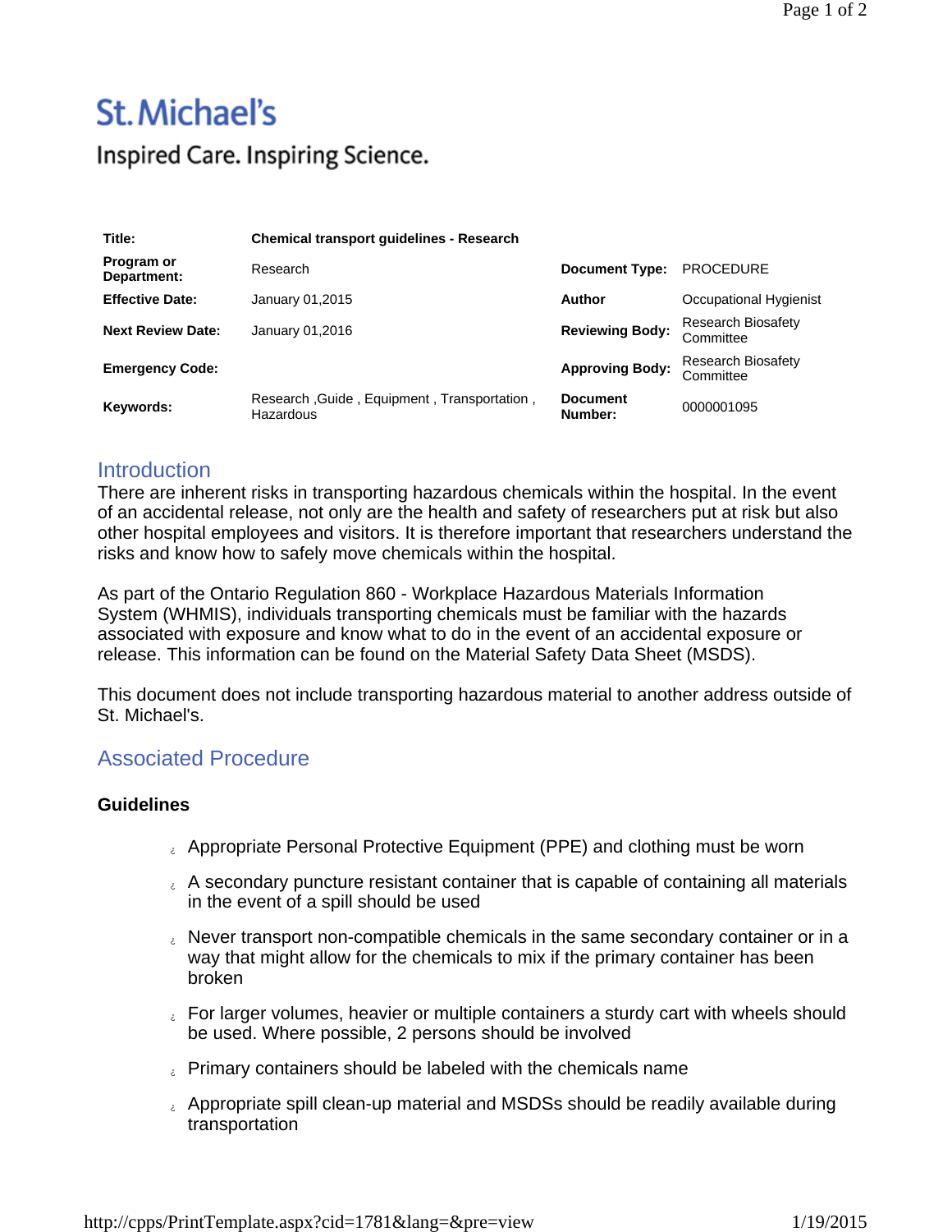St. Michael's

Inspired Care. Inspiring Science.

| | | | |
|---|---|---|---|
| **Title:** | **Chemical transport guidelines - Research** | | |
| **Program or Department:** | Research | **Document Type:** | PROCEDURE |
| **Effective Date:** | January 01,2015 | **Author** | Occupational Hygienist |
| **Next Review Date:** | January 01,2016 | **Reviewing Body:** | Research Biosafety Committee |
| **Emergency Code:** | | **Approving Body:** | Research Biosafety Committee |
| **Keywords:** | Research ,Guide , Equipment , Transportation , Hazardous | **Document Number:** | 0000001095 |

## Introduction

There are inherent risks in transporting hazardous chemicals within the hospital. In the event of an accidental release, not only are the health and safety of researchers put at risk but also other hospital employees and visitors. It is therefore important that researchers understand the risks and know how to safely move chemicals within the hospital.

As part of the Ontario Regulation 860 - Workplace Hazardous Materials Information System (WHMIS), individuals transporting chemicals must be familiar with the hazards associated with exposure and know what to do in the event of an accidental exposure or release. This information can be found on the Material Safety Data Sheet (MSDS).

This document does not include transporting hazardous material to another address outside of St. Michael's.

## Associated Procedure

### Guidelines

- Appropriate Personal Protective Equipment (PPE) and clothing must be worn
- A secondary puncture resistant container that is capable of containing all materials in the event of a spill should be used
- Never transport non-compatible chemicals in the same secondary container or in a way that might allow for the chemicals to mix if the primary container has been broken
- For larger volumes, heavier or multiple containers a sturdy cart with wheels should be used. Where possible, 2 persons should be involved
- Primary containers should be labeled with the chemicals name
- Appropriate spill clean-up material and MSDSs should be readily available during transportation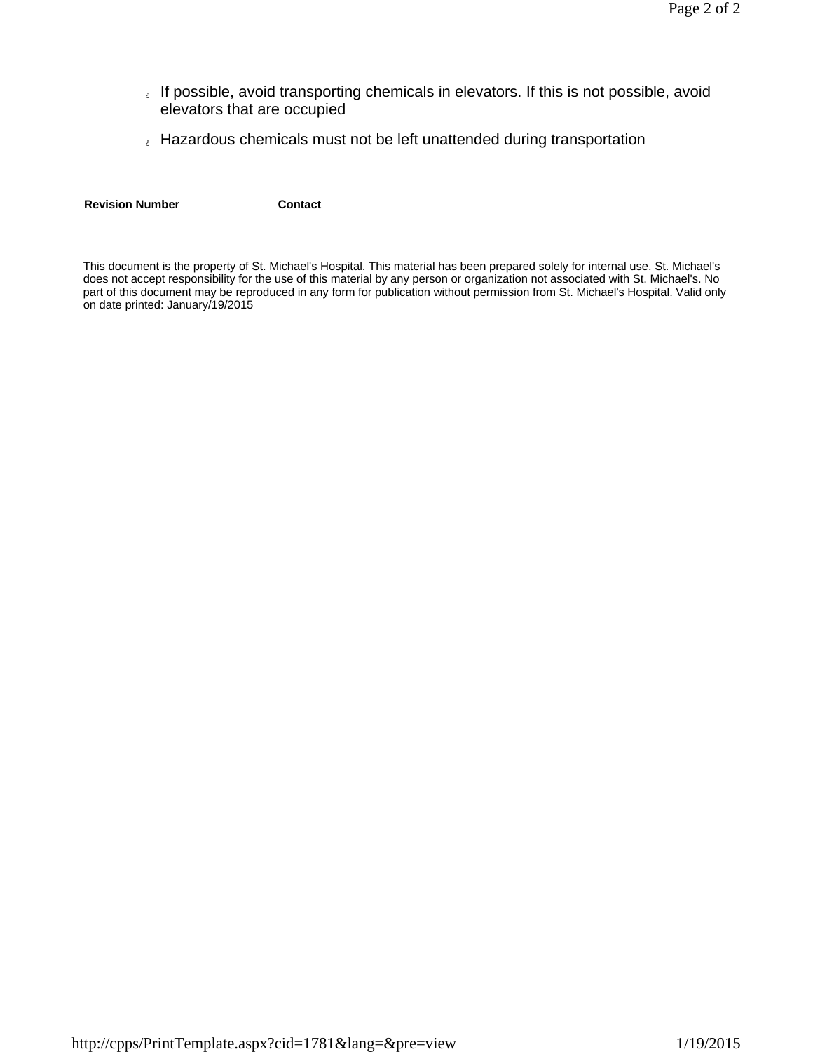- If possible, avoid transporting chemicals in elevators. If this is not possible, avoid elevators that are occupied
- Hazardous chemicals must not be left unattended during transportation

| Revision Number | Contact |
| --- | --- |

This document is the property of St. Michael's Hospital. This material has been prepared solely for internal use. St. Michael's does not accept responsibility for the use of this material by any person or organization not associated with St. Michael's. No part of this document may be reproduced in any form for publication without permission from St. Michael's Hospital. Valid only on date printed: January/19/2015